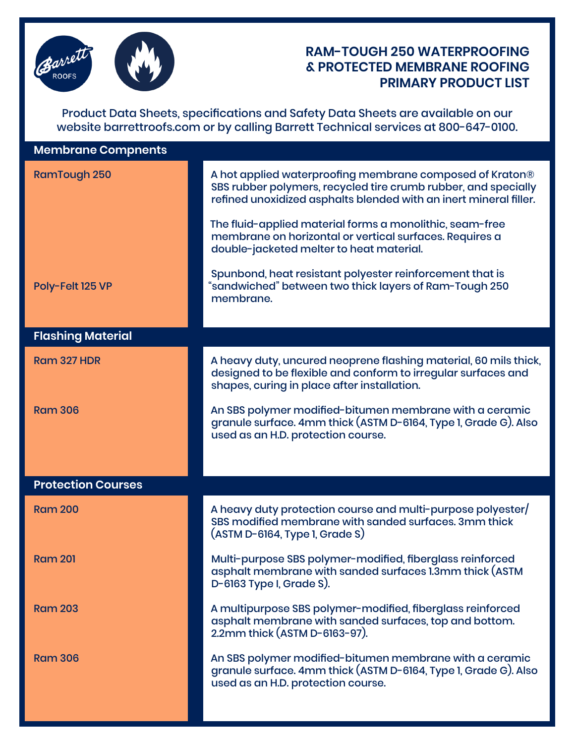# RAM-TOUGH 250 WATERPROOFING & PROTECTED MEMBRANE ROOFING PRIMARY PRODUCT LIST

Product Data Sheets, specifications and Safety Data Sheets are available on our website barrettroofs.com or by calling Barrett Technical services at 800-647-0100.

## Membrane Compnents

| Product | Description |
|---|---|
| RamTough 250 | A hot applied waterproofing membrane composed of Kraton® SBS rubber polymers, recycled tire crumb rubber, and specially refined unoxidized asphalts blended with an inert mineral filler.<br><br>The fluid-applied material forms a monolithic, seam-free membrane on horizontal or vertical surfaces. Requires a double-jacketed melter to heat material. |
| Poly-Felt 125 VP | Spunbond, heat resistant polyester reinforcement that is "sandwiched" between two thick layers of Ram-Tough 250 membrane. |

## Flashing Material

| Product | Description |
|---|---|
| Ram 327 HDR | A heavy duty, uncured neoprene flashing material, 60 mils thick, designed to be flexible and conform to irregular surfaces and shapes, curing in place after installation. |
| Ram 306 | An SBS polymer modified-bitumen membrane with a ceramic granule surface. 4mm thick (ASTM D-6164, Type 1, Grade G). Also used as an H.D. protection course. |

## Protection Courses

| Product | Description |
|---|---|
| Ram 200 | A heavy duty protection course and multi-purpose polyester/ SBS modified membrane with sanded surfaces. 3mm thick (ASTM D-6164, Type 1, Grade S) |
| Ram 201 | Multi-purpose SBS polymer-modified, fiberglass reinforced asphalt membrane with sanded surfaces 1.3mm thick (ASTM D-6163 Type I, Grade S). |
| Ram 203 | A multipurpose SBS polymer-modified, fiberglass reinforced asphalt membrane with sanded surfaces, top and bottom. 2.2mm thick (ASTM D-6163-97). |
| Ram 306 | An SBS polymer modified-bitumen membrane with a ceramic granule surface. 4mm thick (ASTM D-6164, Type 1, Grade G). Also used as an H.D. protection course. |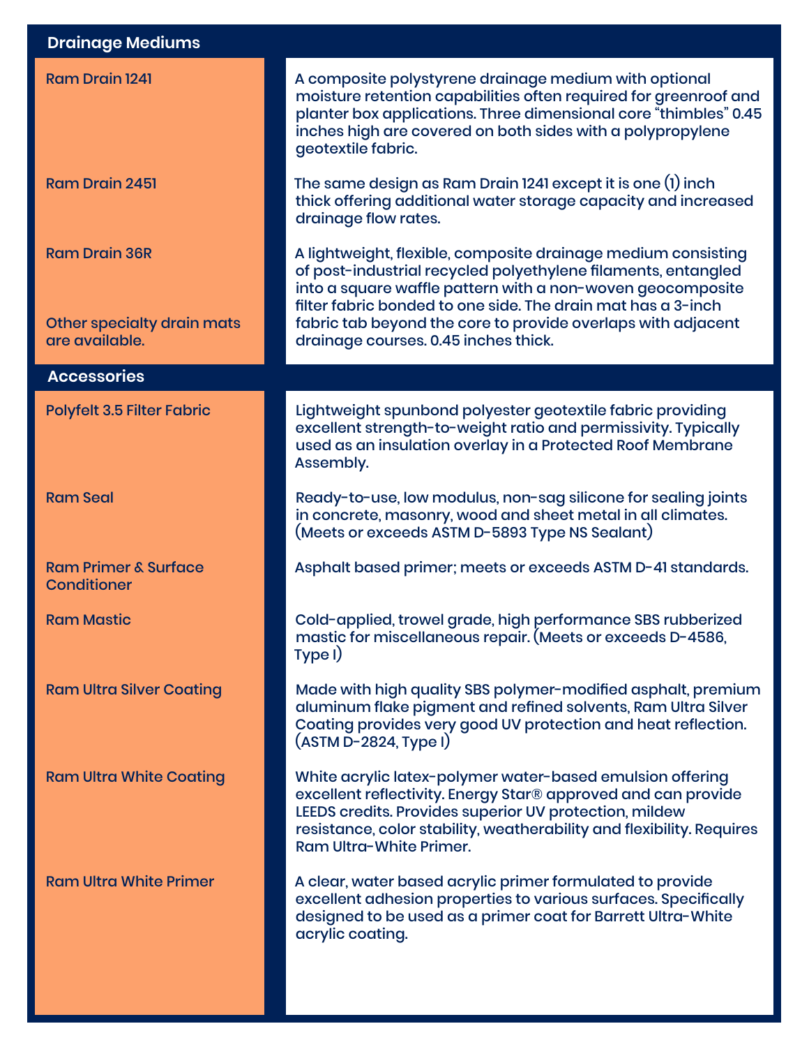## Drainage Mediums

| | |
|---|---|
| **Ram Drain 1241** | A composite polystyrene drainage medium with optional moisture retention capabilities often required for greenroof and planter box applications. Three dimensional core "thimbles" 0.45 inches high are covered on both sides with a polypropylene geotextile fabric. |
| **Ram Drain 2451** | The same design as Ram Drain 1241 except it is one (1) inch thick offering additional water storage capacity and increased drainage flow rates. |
| **Ram Drain 36R** | A lightweight, flexible, composite drainage medium consisting of post-industrial recycled polyethylene filaments, entangled into a square waffle pattern with a non-woven geocomposite filter fabric bonded to one side. The drain mat has a 3-inch fabric tab beyond the core to provide overlaps with adjacent drainage courses. 0.45 inches thick. |
| **Other specialty drain mats are available.** | |

## Accessories

| | |
|---|---|
| **Polyfelt 3.5 Filter Fabric** | Lightweight spunbond polyester geotextile fabric providing excellent strength-to-weight ratio and permissivity. Typically used as an insulation overlay in a Protected Roof Membrane Assembly. |
| **Ram Seal** | Ready-to-use, low modulus, non-sag silicone for sealing joints in concrete, masonry, wood and sheet metal in all climates. (Meets or exceeds ASTM D-5893 Type NS Sealant) |
| **Ram Primer & Surface Conditioner** | Asphalt based primer; meets or exceeds ASTM D-41 standards. |
| **Ram Mastic** | Cold-applied, trowel grade, high performance SBS rubberized mastic for miscellaneous repair. (Meets or exceeds D-4586, Type I) |
| **Ram Ultra Silver Coating** | Made with high quality SBS polymer-modified asphalt, premium aluminum flake pigment and refined solvents, Ram Ultra Silver Coating provides very good UV protection and heat reflection. (ASTM D-2824, Type I) |
| **Ram Ultra White Coating** | White acrylic latex-polymer water-based emulsion offering excellent reflectivity. Energy Star® approved and can provide LEEDS credits. Provides superior UV protection, mildew resistance, color stability, weatherability and flexibility. Requires Ram Ultra-White Primer. |
| **Ram Ultra White Primer** | A clear, water based acrylic primer formulated to provide excellent adhesion properties to various surfaces. Specifically designed to be used as a primer coat for Barrett Ultra-White acrylic coating. |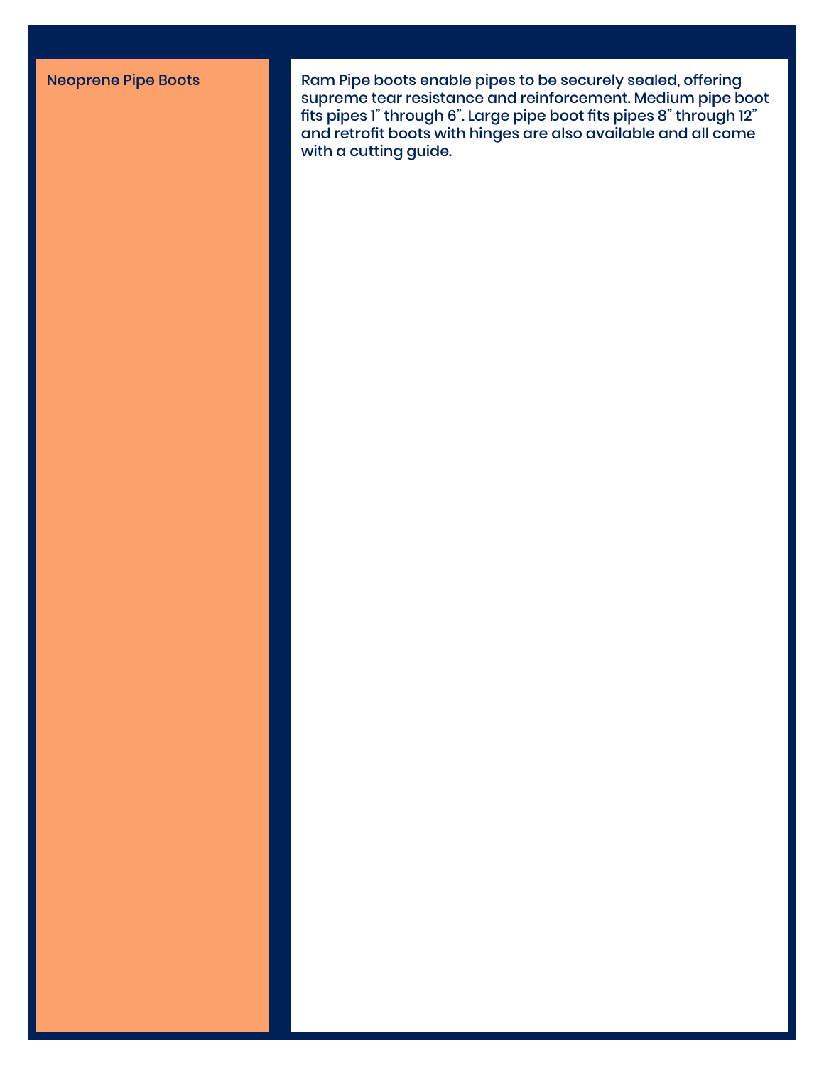| | |
|---|---|
| Neoprene Pipe Boots | Ram Pipe boots enable pipes to be securely sealed, offering supreme tear resistance and reinforcement. Medium pipe boot fits pipes 1" through 6". Large pipe boot fits pipes 8" through 12" and retrofit boots with hinges are also available and all come with a cutting guide. |